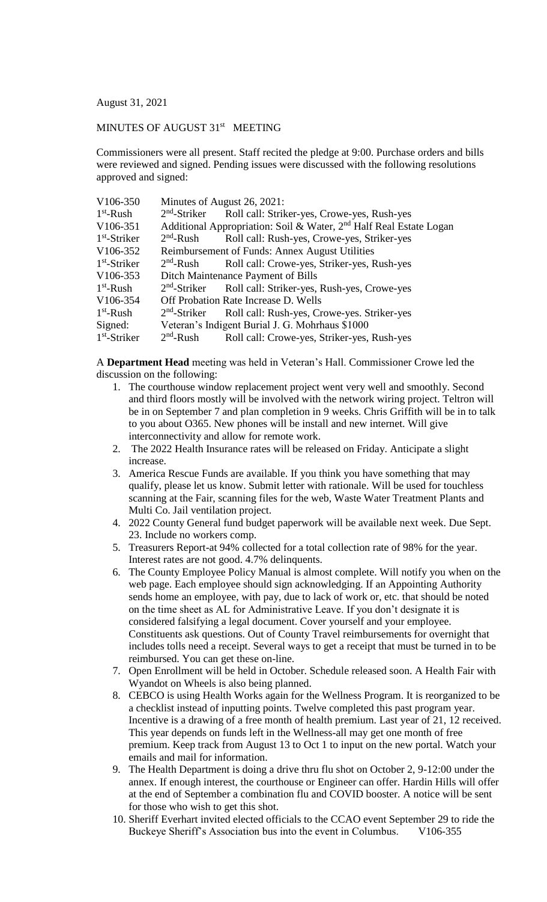August 31, 2021

MINUTES OF AUGUST 31st MEETING

Commissioners were all present. Staff recited the pledge at 9:00. Purchase orders and bills were reviewed and signed. Pending issues were discussed with the following resolutions approved and signed:

| | | |
|---|---|---|
| V106-350 | Minutes of August 26, 2021: | |
| 1st-Rush | 2nd-Striker | Roll call: Striker-yes, Crowe-yes, Rush-yes |
| V106-351 | Additional Appropriation: Soil & Water, 2nd Half Real Estate Logan | |
| 1st-Striker | 2nd-Rush | Roll call: Rush-yes, Crowe-yes, Striker-yes |
| V106-352 | Reimbursement of Funds: Annex August Utilities | |
| 1st-Striker | 2nd-Rush | Roll call: Crowe-yes, Striker-yes, Rush-yes |
| V106-353 | Ditch Maintenance Payment of Bills | |
| 1st-Rush | 2nd-Striker | Roll call: Striker-yes, Rush-yes, Crowe-yes |
| V106-354 | Off Probation Rate Increase D. Wells | |
| 1st-Rush | 2nd-Striker | Roll call: Rush-yes, Crowe-yes. Striker-yes |
| Signed: | Veteran's Indigent Burial J. G. Mohrhaus $1000 | |
| 1st-Striker | 2nd-Rush | Roll call: Crowe-yes, Striker-yes, Rush-yes |

A **Department Head** meeting was held in Veteran's Hall. Commissioner Crowe led the discussion on the following:

1. The courthouse window replacement project went very well and smoothly. Second and third floors mostly will be involved with the network wiring project. Teltron will be in on September 7 and plan completion in 9 weeks. Chris Griffith will be in to talk to you about O365. New phones will be install and new internet. Will give interconnectivity and allow for remote work.
2. The 2022 Health Insurance rates will be released on Friday. Anticipate a slight increase.
3. America Rescue Funds are available. If you think you have something that may qualify, please let us know. Submit letter with rationale. Will be used for touchless scanning at the Fair, scanning files for the web, Waste Water Treatment Plants and Multi Co. Jail ventilation project.
4. 2022 County General fund budget paperwork will be available next week. Due Sept. 23. Include no workers comp.
5. Treasurers Report-at 94% collected for a total collection rate of 98% for the year. Interest rates are not good. 4.7% delinquents.
6. The County Employee Policy Manual is almost complete. Will notify you when on the web page. Each employee should sign acknowledging. If an Appointing Authority sends home an employee, with pay, due to lack of work or, etc. that should be noted on the time sheet as AL for Administrative Leave. If you don't designate it is considered falsifying a legal document. Cover yourself and your employee. Constituents ask questions. Out of County Travel reimbursements for overnight that includes tolls need a receipt. Several ways to get a receipt that must be turned in to be reimbursed. You can get these on-line.
7. Open Enrollment will be held in October. Schedule released soon. A Health Fair with Wyandot on Wheels is also being planned.
8. CEBCO is using Health Works again for the Wellness Program. It is reorganized to be a checklist instead of inputting points. Twelve completed this past program year. Incentive is a drawing of a free month of health premium. Last year of 21, 12 received. This year depends on funds left in the Wellness-all may get one month of free premium. Keep track from August 13 to Oct 1 to input on the new portal. Watch your emails and mail for information.
9. The Health Department is doing a drive thru flu shot on October 2, 9-12:00 under the annex. If enough interest, the courthouse or Engineer can offer. Hardin Hills will offer at the end of September a combination flu and COVID booster. A notice will be sent for those who wish to get this shot.
10. Sheriff Everhart invited elected officials to the CCAO event September 29 to ride the Buckeye Sheriff's Association bus into the event in Columbus. V106-355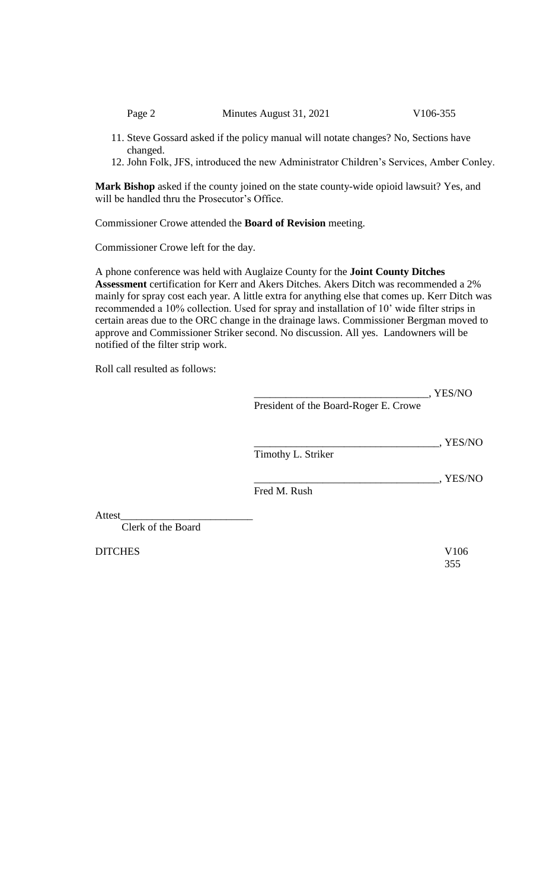11. Steve Gossard asked if the policy manual will notate changes? No, Sections have changed.
12. John Folk, JFS, introduced the new Administrator Children's Services, Amber Conley.

**Mark Bishop** asked if the county joined on the state county-wide opioid lawsuit? Yes, and will be handled thru the Prosecutor's Office.

Commissioner Crowe attended the **Board of Revision** meeting.

Commissioner Crowe left for the day.

A phone conference was held with Auglaize County for the **Joint County Ditches Assessment** certification for Kerr and Akers Ditches. Akers Ditch was recommended a 2% mainly for spray cost each year. A little extra for anything else that comes up. Kerr Ditch was recommended a 10% collection. Used for spray and installation of 10' wide filter strips in certain areas due to the ORC change in the drainage laws. Commissioner Bergman moved to approve and Commissioner Striker second. No discussion. All yes. Landowners will be notified of the filter strip work.

Roll call resulted as follows:

________________________________, YES/NO
President of the Board-Roger E. Crowe

__________________________________, YES/NO
Timothy L. Striker

__________________________________, YES/NO
Fred M. Rush

Attest________________________
Clerk of the Board

DITCHES V106 355